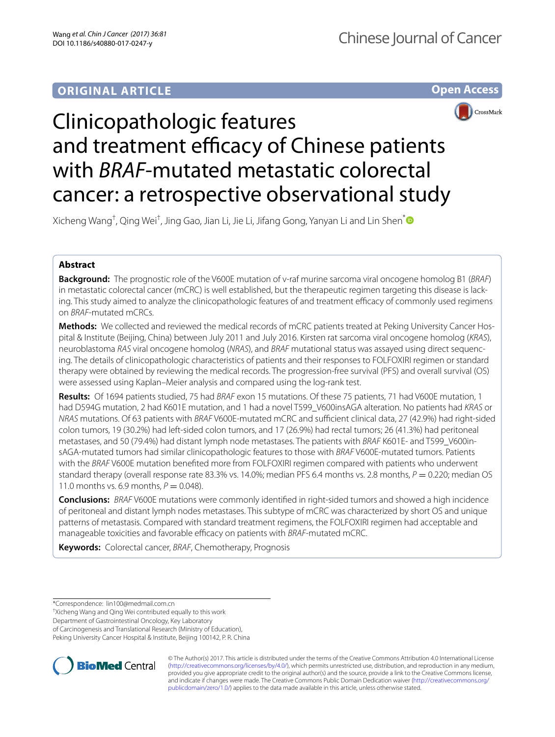ORIGINAL ARTICLE

Open Access

# Clinicopathologic features and treatment efficacy of Chinese patients with *BRAF*-mutated metastatic colorectal cancer: a retrospective observational study

Xicheng Wang[†], Qing Wei[†], Jing Gao, Jian Li, Jie Li, Jifang Gong, Yanyan Li and Lin Shen[*]

## Abstract

**Background:** The prognostic role of the V600E mutation of v-raf murine sarcoma viral oncogene homolog B1 (*BRAF*) in metastatic colorectal cancer (mCRC) is well established, but the therapeutic regimen targeting this disease is lacking. This study aimed to analyze the clinicopathologic features of and treatment efficacy of commonly used regimens on *BRAF*-mutated mCRCs.

**Methods:** We collected and reviewed the medical records of mCRC patients treated at Peking University Cancer Hospital & Institute (Beijing, China) between July 2011 and July 2016. Kirsten rat sarcoma viral oncogene homolog (*KRAS*), neuroblastoma *RAS* viral oncogene homolog (*NRAS*), and *BRAF* mutational status was assayed using direct sequencing. The details of clinicopathologic characteristics of patients and their responses to FOLFOXIRI regimen or standard therapy were obtained by reviewing the medical records. The progression-free survival (PFS) and overall survival (OS) were assessed using Kaplan–Meier analysis and compared using the log-rank test.

**Results:** Of 1694 patients studied, 75 had *BRAF* exon 15 mutations. Of these 75 patients, 71 had V600E mutation, 1 had D594G mutation, 2 had K601E mutation, and 1 had a novel T599_V600insAGA alteration. No patients had *KRAS* or *NRAS* mutations. Of 63 patients with *BRAF* V600E-mutated mCRC and sufficient clinical data, 27 (42.9%) had right-sided colon tumors, 19 (30.2%) had left-sided colon tumors, and 17 (26.9%) had rectal tumors; 26 (41.3%) had peritoneal metastases, and 50 (79.4%) had distant lymph node metastases. The patients with *BRAF* K601E- and T599_V600insAGA-mutated tumors had similar clinicopathologic features to those with *BRAF* V600E-mutated tumors. Patients with the *BRAF* V600E mutation benefited more from FOLFOXIRI regimen compared with patients who underwent standard therapy (overall response rate 83.3% vs. 14.0%; median PFS 6.4 months vs. 2.8 months, $P = 0.220$; median OS 11.0 months vs. 6.9 months, $P = 0.048$).

**Conclusions:** *BRAF* V600E mutations were commonly identified in right-sided tumors and showed a high incidence of peritoneal and distant lymph nodes metastases. This subtype of mCRC was characterized by short OS and unique patterns of metastasis. Compared with standard treatment regimens, the FOLFOXIRI regimen had acceptable and manageable toxicities and favorable efficacy on patients with *BRAF*-mutated mCRC.

**Keywords:** Colorectal cancer, *BRAF*, Chemotherapy, Prognosis

*Correspondence: lin100@medmail.com.cn

[†]Xicheng Wang and Qing Wei contributed equally to this work

Department of Gastrointestinal Oncology, Key Laboratory of Carcinogenesis and Translational Research (Ministry of Education), Peking University Cancer Hospital & Institute, Beijing 100142, P. R. China

© The Author(s) 2017. This article is distributed under the terms of the Creative Commons Attribution 4.0 International License (http://creativecommons.org/licenses/by/4.0/), which permits unrestricted use, distribution, and reproduction in any medium, provided you give appropriate credit to the original author(s) and the source, provide a link to the Creative Commons license, and indicate if changes were made. The Creative Commons Public Domain Dedication waiver (http://creativecommons.org/publicdomain/zero/1.0/) applies to the data made available in this article, unless otherwise stated.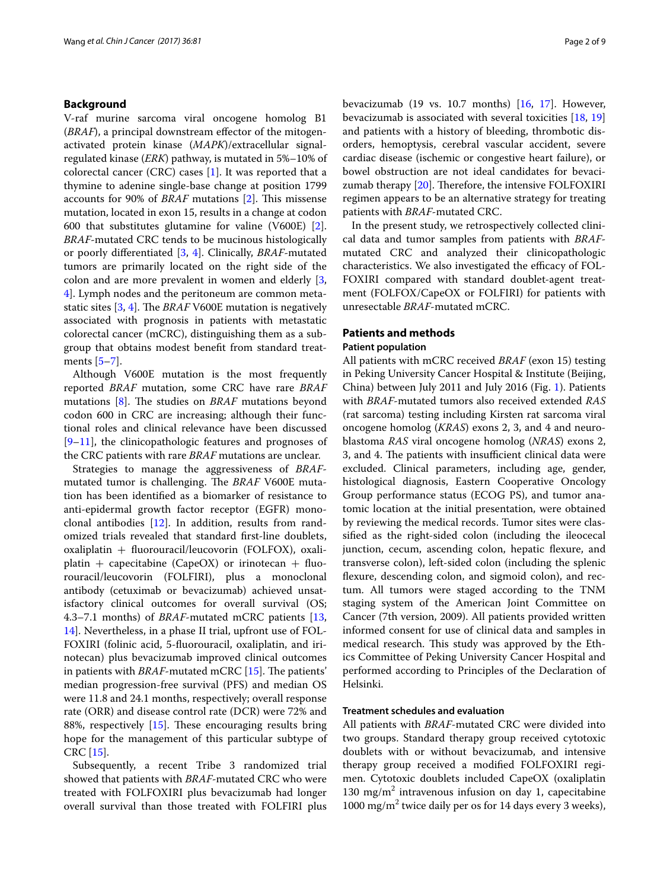## Background

V-raf murine sarcoma viral oncogene homolog B1 (*BRAF*), a principal downstream effector of the mitogen-activated protein kinase (*MAPK*)/extracellular signal-regulated kinase (*ERK*) pathway, is mutated in 5%–10% of colorectal cancer (CRC) cases [1]. It was reported that a thymine to adenine single-base change at position 1799 accounts for 90% of *BRAF* mutations [2]. This missense mutation, located in exon 15, results in a change at codon 600 that substitutes glutamine for valine (V600E) [2]. *BRAF*-mutated CRC tends to be mucinous histologically or poorly differentiated [3, 4]. Clinically, *BRAF*-mutated tumors are primarily located on the right side of the colon and are more prevalent in women and elderly [3, 4]. Lymph nodes and the peritoneum are common metastatic sites [3, 4]. The *BRAF* V600E mutation is negatively associated with prognosis in patients with metastatic colorectal cancer (mCRC), distinguishing them as a subgroup that obtains modest benefit from standard treatments [5–7].

Although V600E mutation is the most frequently reported *BRAF* mutation, some CRC have rare *BRAF* mutations [8]. The studies on *BRAF* mutations beyond codon 600 in CRC are increasing; although their functional roles and clinical relevance have been discussed [9–11], the clinicopathologic features and prognoses of the CRC patients with rare *BRAF* mutations are unclear.

Strategies to manage the aggressiveness of *BRAF*-mutated tumor is challenging. The *BRAF* V600E mutation has been identified as a biomarker of resistance to anti-epidermal growth factor receptor (EGFR) monoclonal antibodies [12]. In addition, results from randomized trials revealed that standard first-line doublets, oxaliplatin + fluorouracil/leucovorin (FOLFOX), oxaliplatin + capecitabine (CapeOX) or irinotecan + fluorouracil/leucovorin (FOLFIRI), plus a monoclonal antibody (cetuximab or bevacizumab) achieved unsatisfactory clinical outcomes for overall survival (OS; 4.3–7.1 months) of *BRAF*-mutated mCRC patients [13, 14]. Nevertheless, in a phase II trial, upfront use of FOLFOXIRI (folinic acid, 5-fluorouracil, oxaliplatin, and irinotecan) plus bevacizumab improved clinical outcomes in patients with *BRAF*-mutated mCRC [15]. The patients' median progression-free survival (PFS) and median OS were 11.8 and 24.1 months, respectively; overall response rate (ORR) and disease control rate (DCR) were 72% and 88%, respectively [15]. These encouraging results bring hope for the management of this particular subtype of CRC [15].

Subsequently, a recent Tribe 3 randomized trial showed that patients with *BRAF*-mutated CRC who were treated with FOLFOXIRI plus bevacizumab had longer overall survival than those treated with FOLFIRI plus bevacizumab (19 vs. 10.7 months) [16, 17]. However, bevacizumab is associated with several toxicities [18, 19] and patients with a history of bleeding, thrombotic disorders, hemoptysis, cerebral vascular accident, severe cardiac disease (ischemic or congestive heart failure), or bowel obstruction are not ideal candidates for bevacizumab therapy [20]. Therefore, the intensive FOLFOXIRI regimen appears to be an alternative strategy for treating patients with *BRAF*-mutated CRC.

In the present study, we retrospectively collected clinical data and tumor samples from patients with *BRAF*-mutated CRC and analyzed their clinicopathologic characteristics. We also investigated the efficacy of FOLFOXIRI compared with standard doublet-agent treatment (FOLFOX/CapeOX or FOLFIRI) for patients with unresectable *BRAF*-mutated mCRC.

## Patients and methods

### Patient population

All patients with mCRC received *BRAF* (exon 15) testing in Peking University Cancer Hospital & Institute (Beijing, China) between July 2011 and July 2016 (Fig. 1). Patients with *BRAF*-mutated tumors also received extended *RAS* (rat sarcoma) testing including Kirsten rat sarcoma viral oncogene homolog (*KRAS*) exons 2, 3, and 4 and neuroblastoma *RAS* viral oncogene homolog (*NRAS*) exons 2, 3, and 4. The patients with insufficient clinical data were excluded. Clinical parameters, including age, gender, histological diagnosis, Eastern Cooperative Oncology Group performance status (ECOG PS), and tumor anatomic location at the initial presentation, were obtained by reviewing the medical records. Tumor sites were classified as the right-sided colon (including the ileocecal junction, cecum, ascending colon, hepatic flexure, and transverse colon), left-sided colon (including the splenic flexure, descending colon, and sigmoid colon), and rectum. All tumors were staged according to the TNM staging system of the American Joint Committee on Cancer (7th version, 2009). All patients provided written informed consent for use of clinical data and samples in medical research. This study was approved by the Ethics Committee of Peking University Cancer Hospital and performed according to Principles of the Declaration of Helsinki.

### Treatment schedules and evaluation

All patients with *BRAF*-mutated CRC were divided into two groups. Standard therapy group received cytotoxic doublets with or without bevacizumab, and intensive therapy group received a modified FOLFOXIRI regimen. Cytotoxic doublets included CapeOX (oxaliplatin 130 mg/m$^2$ intravenous infusion on day 1, capecitabine 1000 mg/m$^2$ twice daily per os for 14 days every 3 weeks),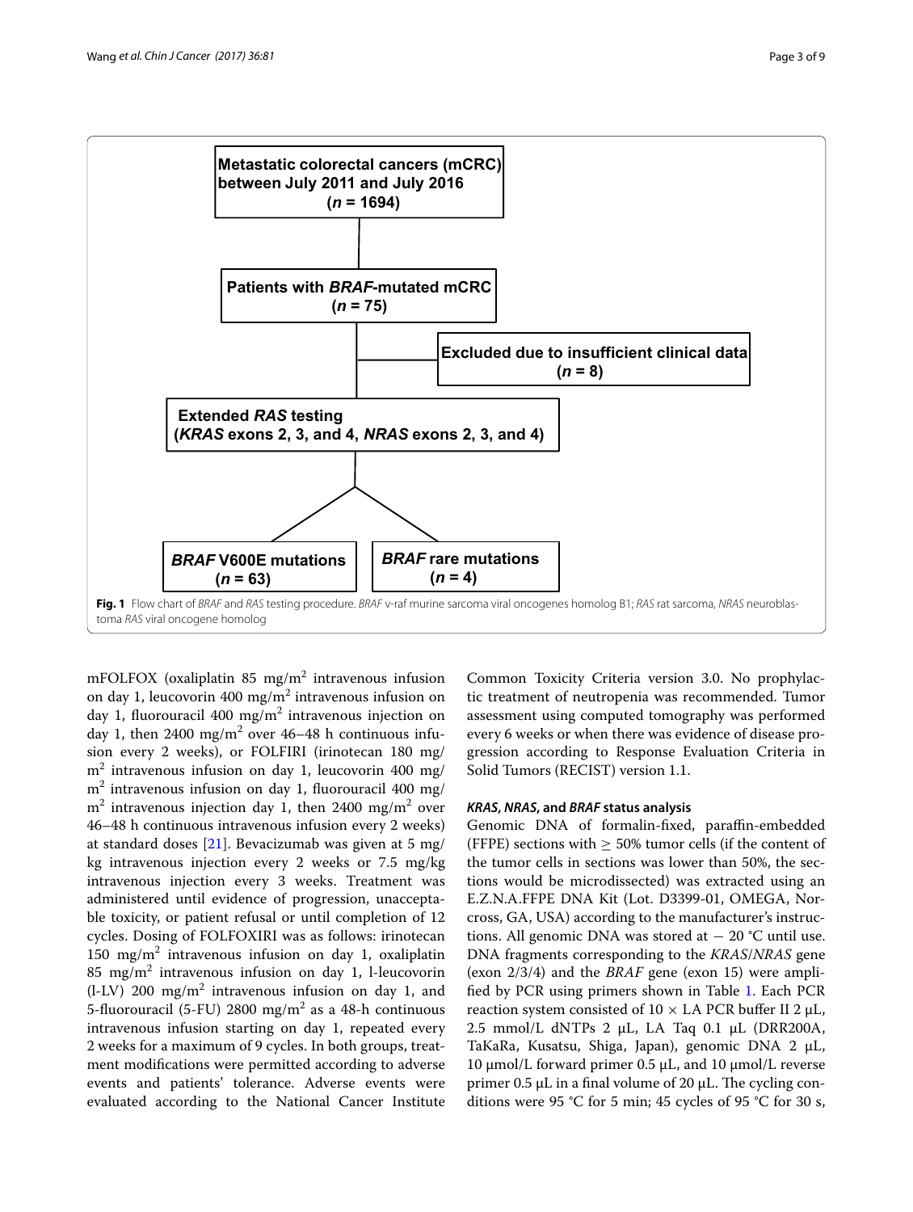Metastatic colorectal cancers (mCRC) between July 2011 and July 2016 (*n* = 1694)

Patients with *BRAF*-mutated mCRC (*n* = 75)

Excluded due to insufficient clinical data (*n* = 8)

Extended *RAS* testing (*KRAS* exons 2, 3, and 4, *NRAS* exons 2, 3, and 4)

*BRAF* V600E mutations (*n* = 63)

*BRAF* rare mutations (*n* = 4)

**Fig. 1** Flow chart of *BRAF* and *RAS* testing procedure. *BRAF* v-raf murine sarcoma viral oncogenes homolog B1; *RAS* rat sarcoma, *NRAS* neuroblastoma *RAS* viral oncogene homolog

mFOLFOX (oxaliplatin 85 mg/m$^2$ intravenous infusion on day 1, leucovorin 400 mg/m$^2$ intravenous infusion on day 1, fluorouracil 400 mg/m$^2$ intravenous injection on day 1, then 2400 mg/m$^2$ over 46–48 h continuous infusion every 2 weeks), or FOLFIRI (irinotecan 180 mg/m$^2$ intravenous infusion on day 1, leucovorin 400 mg/m$^2$ intravenous infusion on day 1, fluorouracil 400 mg/m$^2$ intravenous injection day 1, then 2400 mg/m$^2$ over 46–48 h continuous intravenous infusion every 2 weeks) at standard doses [21]. Bevacizumab was given at 5 mg/kg intravenous injection every 2 weeks or 7.5 mg/kg intravenous injection every 3 weeks. Treatment was administered until evidence of progression, unacceptable toxicity, or patient refusal or until completion of 12 cycles. Dosing of FOLFOXIRI was as follows: irinotecan 150 mg/m$^2$ intravenous infusion on day 1, oxaliplatin 85 mg/m$^2$ intravenous infusion on day 1, l-leucovorin (l-LV) 200 mg/m$^2$ intravenous infusion on day 1, and 5-fluorouracil (5-FU) 2800 mg/m$^2$ as a 48-h continuous intravenous infusion starting on day 1, repeated every 2 weeks for a maximum of 9 cycles. In both groups, treatment modifications were permitted according to adverse events and patients' tolerance. Adverse events were evaluated according to the National Cancer Institute Common Toxicity Criteria version 3.0. No prophylactic treatment of neutropenia was recommended. Tumor assessment using computed tomography was performed every 6 weeks or when there was evidence of disease progression according to Response Evaluation Criteria in Solid Tumors (RECIST) version 1.1.

#### *KRAS*, *NRAS*, and *BRAF* status analysis

Genomic DNA of formalin-fixed, paraffin-embedded (FFPE) sections with $\geq$ 50% tumor cells (if the content of the tumor cells in sections was lower than 50%, the sections would be microdissected) was extracted using an E.Z.N.A.FFPE DNA Kit (Lot. D3399-01, OMEGA, Norcross, GA, USA) according to the manufacturer's instructions. All genomic DNA was stored at − 20 °C until use. DNA fragments corresponding to the *KRAS*/*NRAS* gene (exon 2/3/4) and the *BRAF* gene (exon 15) were amplified by PCR using primers shown in Table 1. Each PCR reaction system consisted of 10 × LA PCR buffer II 2 μL, 2.5 mmol/L dNTPs 2 μL, LA Taq 0.1 μL (DRR200A, TaKaRa, Kusatsu, Shiga, Japan), genomic DNA 2 μL, 10 μmol/L forward primer 0.5 μL, and 10 μmol/L reverse primer 0.5 μL in a final volume of 20 μL. The cycling conditions were 95 °C for 5 min; 45 cycles of 95 °C for 30 s,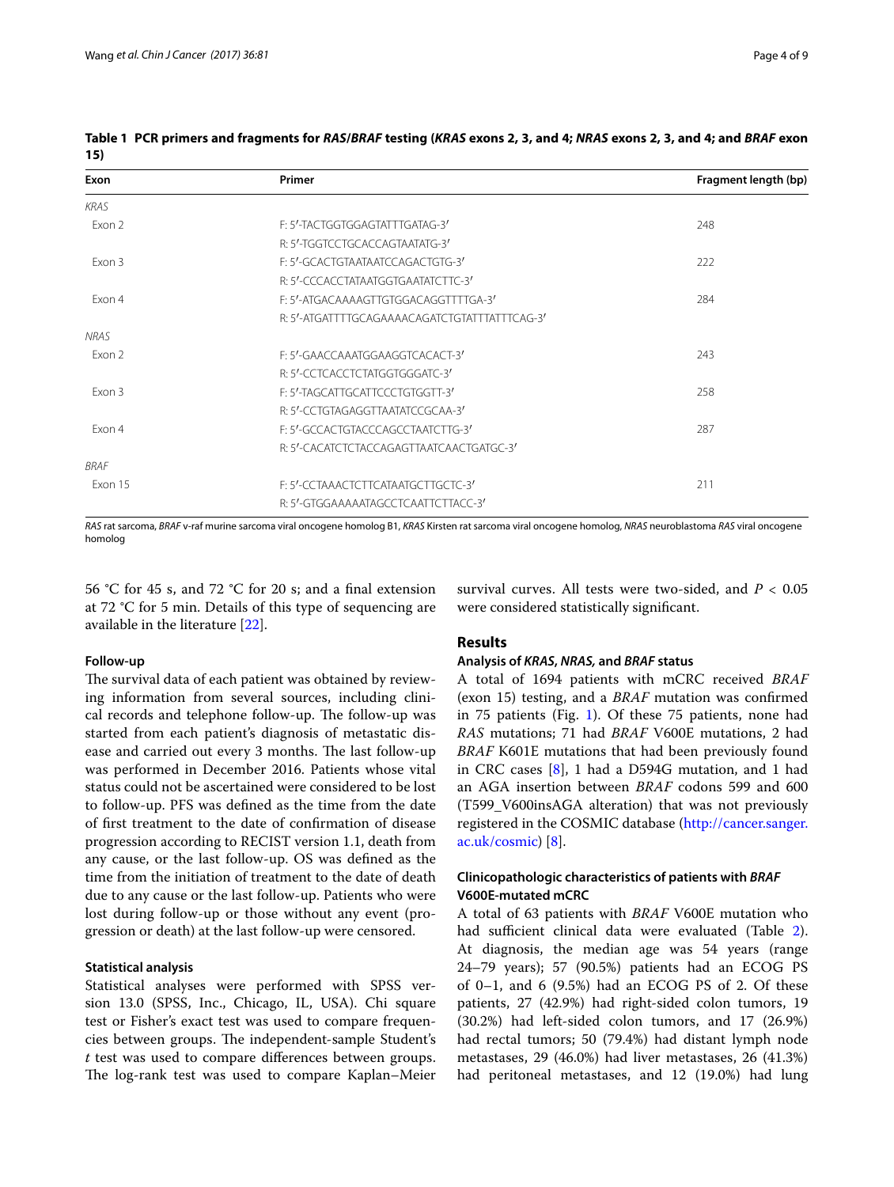**Table 1 PCR primers and fragments for *RAS*/*BRAF* testing (*KRAS* exons 2, 3, and 4; *NRAS* exons 2, 3, and 4; and *BRAF* exon 15)**

| Exon | Primer | Fragment length (bp) |
|---|---|---|
| *KRAS* | | |
| Exon 2 | F: 5′-TACTGGTGGAGTATTTGATAG-3′ | 248 |
| | R: 5′-TGGTCCTGCACCAGTAATATG-3′ | |
| Exon 3 | F: 5′-GCACTGTAATAATCCAGACTGTG-3′ | 222 |
| | R: 5′-CCCACCTATAATGGTGAATATCTTC-3′ | |
| Exon 4 | F: 5′-ATGACAAAAGTTGTGGACAGGTTTTGA-3′ | 284 |
| | R: 5′-ATGATTTTGCAGAAAACAGATCTGTATTTATTTCAG-3′ | |
| *NRAS* | | |
| Exon 2 | F: 5′-GAACCAAATGGAAGGTCACACT-3′ | 243 |
| | R: 5′-CCTCACCTCTATGGTGGGATC-3′ | |
| Exon 3 | F: 5′-TAGCATTGCATTCCCTGTGGTT-3′ | 258 |
| | R: 5′-CCTGTAGAGGTTAATATCCGCAA-3′ | |
| Exon 4 | F: 5′-GCCACTGTACCCAGCCTAATCTTG-3′ | 287 |
| | R: 5′-CACATCTCTACCAGAGTTAATCAACTGATGC-3′ | |
| *BRAF* | | |
| Exon 15 | F: 5′-CCTAAACTCTTCATAATGCTTGCTC-3′ | 211 |
| | R: 5′-GTGGAAAAATAGCCTCAATTCTTACC-3′ | |

*RAS* rat sarcoma, *BRAF* v-raf murine sarcoma viral oncogene homolog B1, *KRAS* Kirsten rat sarcoma viral oncogene homolog, *NRAS* neuroblastoma *RAS* viral oncogene homolog

56 °C for 45 s, and 72 °C for 20 s; and a final extension at 72 °C for 5 min. Details of this type of sequencing are available in the literature [22].

#### Follow-up

The survival data of each patient was obtained by reviewing information from several sources, including clinical records and telephone follow-up. The follow-up was started from each patient's diagnosis of metastatic disease and carried out every 3 months. The last follow-up was performed in December 2016. Patients whose vital status could not be ascertained were considered to be lost to follow-up. PFS was defined as the time from the date of first treatment to the date of confirmation of disease progression according to RECIST version 1.1, death from any cause, or the last follow-up. OS was defined as the time from the initiation of treatment to the date of death due to any cause or the last follow-up. Patients who were lost during follow-up or those without any event (progression or death) at the last follow-up were censored.

#### Statistical analysis

Statistical analyses were performed with SPSS version 13.0 (SPSS, Inc., Chicago, IL, USA). Chi square test or Fisher's exact test was used to compare frequencies between groups. The independent-sample Student's *t* test was used to compare differences between groups. The log-rank test was used to compare Kaplan–Meier survival curves. All tests were two-sided, and $P < 0.05$ were considered statistically significant.

## Results

### Analysis of *KRAS*, *NRAS,* and *BRAF* status

A total of 1694 patients with mCRC received *BRAF* (exon 15) testing, and a *BRAF* mutation was confirmed in 75 patients (Fig. 1). Of these 75 patients, none had *RAS* mutations; 71 had *BRAF* V600E mutations, 2 had *BRAF* K601E mutations that had been previously found in CRC cases [8], 1 had a D594G mutation, and 1 had an AGA insertion between *BRAF* codons 599 and 600 (T599_V600insAGA alteration) that was not previously registered in the COSMIC database (http://cancer.sanger.ac.uk/cosmic) [8].

### Clinicopathologic characteristics of patients with *BRAF* V600E-mutated mCRC

A total of 63 patients with *BRAF* V600E mutation who had sufficient clinical data were evaluated (Table 2). At diagnosis, the median age was 54 years (range 24–79 years); 57 (90.5%) patients had an ECOG PS of 0–1, and 6 (9.5%) had an ECOG PS of 2. Of these patients, 27 (42.9%) had right-sided colon tumors, 19 (30.2%) had left-sided colon tumors, and 17 (26.9%) had rectal tumors; 50 (79.4%) had distant lymph node metastases, 29 (46.0%) had liver metastases, 26 (41.3%) had peritoneal metastases, and 12 (19.0%) had lung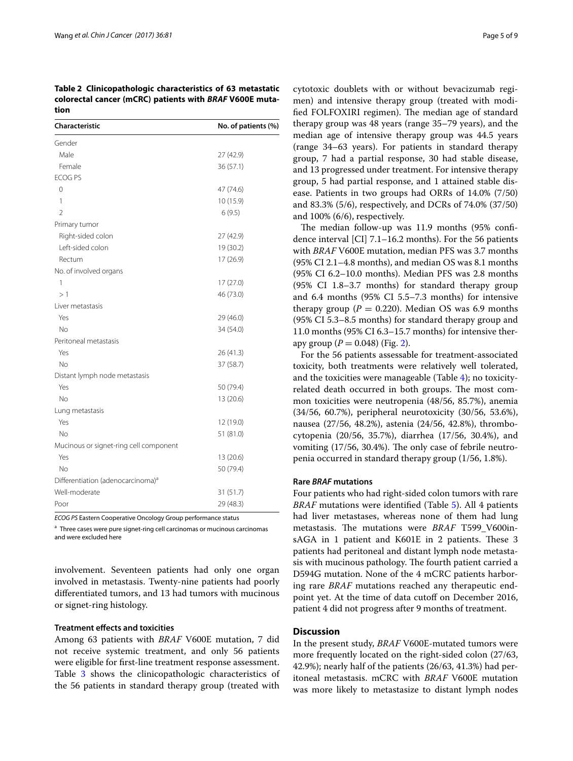**Table 2 Clinicopathologic characteristics of 63 metastatic colorectal cancer (mCRC) patients with *BRAF* V600E mutation**

| Characteristic | No. of patients (%) |
|---|---|
| Gender | |
| Male | 27 (42.9) |
| Female | 36 (57.1) |
| ECOG PS | |
| 0 | 47 (74.6) |
| 1 | 10 (15.9) |
| 2 | 6 (9.5) |
| Primary tumor | |
| Right-sided colon | 27 (42.9) |
| Left-sided colon | 19 (30.2) |
| Rectum | 17 (26.9) |
| No. of involved organs | |
| 1 | 17 (27.0) |
| > 1 | 46 (73.0) |
| Liver metastasis | |
| Yes | 29 (46.0) |
| No | 34 (54.0) |
| Peritoneal metastasis | |
| Yes | 26 (41.3) |
| No | 37 (58.7) |
| Distant lymph node metastasis | |
| Yes | 50 (79.4) |
| No | 13 (20.6) |
| Lung metastasis | |
| Yes | 12 (19.0) |
| No | 51 (81.0) |
| Mucinous or signet-ring cell component | |
| Yes | 13 (20.6) |
| No | 50 (79.4) |
| Differentiation (adenocarcinoma)[a] | |
| Well-moderate | 31 (51.7) |
| Poor | 29 (48.3) |

*ECOG PS* Eastern Cooperative Oncology Group performance status

[a] Three cases were pure signet-ring cell carcinomas or mucinous carcinomas and were excluded here

involvement. Seventeen patients had only one organ involved in metastasis. Twenty-nine patients had poorly differentiated tumors, and 13 had tumors with mucinous or signet-ring histology.

### Treatment effects and toxicities

Among 63 patients with *BRAF* V600E mutation, 7 did not receive systemic treatment, and only 56 patients were eligible for first-line treatment response assessment. Table 3 shows the clinicopathologic characteristics of the 56 patients in standard therapy group (treated with cytotoxic doublets with or without bevacizumab regimen) and intensive therapy group (treated with modified FOLFOXIRI regimen). The median age of standard therapy group was 48 years (range 35–79 years), and the median age of intensive therapy group was 44.5 years (range 34–63 years). For patients in standard therapy group, 7 had a partial response, 30 had stable disease, and 13 progressed under treatment. For intensive therapy group, 5 had partial response, and 1 attained stable disease. Patients in two groups had ORRs of 14.0% (7/50) and 83.3% (5/6), respectively, and DCRs of 74.0% (37/50) and 100% (6/6), respectively.

The median follow-up was 11.9 months (95% confidence interval [CI] 7.1–16.2 months). For the 56 patients with *BRAF* V600E mutation, median PFS was 3.7 months (95% CI 2.1–4.8 months), and median OS was 8.1 months (95% CI 6.2–10.0 months). Median PFS was 2.8 months (95% CI 1.8–3.7 months) for standard therapy group and 6.4 months (95% CI 5.5–7.3 months) for intensive therapy group ($P = 0.220$). Median OS was 6.9 months (95% CI 5.3–8.5 months) for standard therapy group and 11.0 months (95% CI 6.3–15.7 months) for intensive therapy group ($P = 0.048$) (Fig. 2).

For the 56 patients assessable for treatment-associated toxicity, both treatments were relatively well tolerated, and the toxicities were manageable (Table 4); no toxicity-related death occurred in both groups. The most common toxicities were neutropenia (48/56, 85.7%), anemia (34/56, 60.7%), peripheral neurotoxicity (30/56, 53.6%), nausea (27/56, 48.2%), astenia (24/56, 42.8%), thrombocytopenia (20/56, 35.7%), diarrhea (17/56, 30.4%), and vomiting (17/56, 30.4%). The only case of febrile neutropenia occurred in standard therapy group (1/56, 1.8%).

### Rare *BRAF* mutations

Four patients who had right-sided colon tumors with rare *BRAF* mutations were identified (Table 5). All 4 patients had liver metastases, whereas none of them had lung metastasis. The mutations were *BRAF* T599_V600insAGA in 1 patient and K601E in 2 patients. These 3 patients had peritoneal and distant lymph node metastasis with mucinous pathology. The fourth patient carried a D594G mutation. None of the 4 mCRC patients harboring rare *BRAF* mutations reached any therapeutic endpoint yet. At the time of data cutoff on December 2016, patient 4 did not progress after 9 months of treatment.

## Discussion

In the present study, *BRAF* V600E-mutated tumors were more frequently located on the right-sided colon (27/63, 42.9%); nearly half of the patients (26/63, 41.3%) had peritoneal metastasis. mCRC with *BRAF* V600E mutation was more likely to metastasize to distant lymph nodes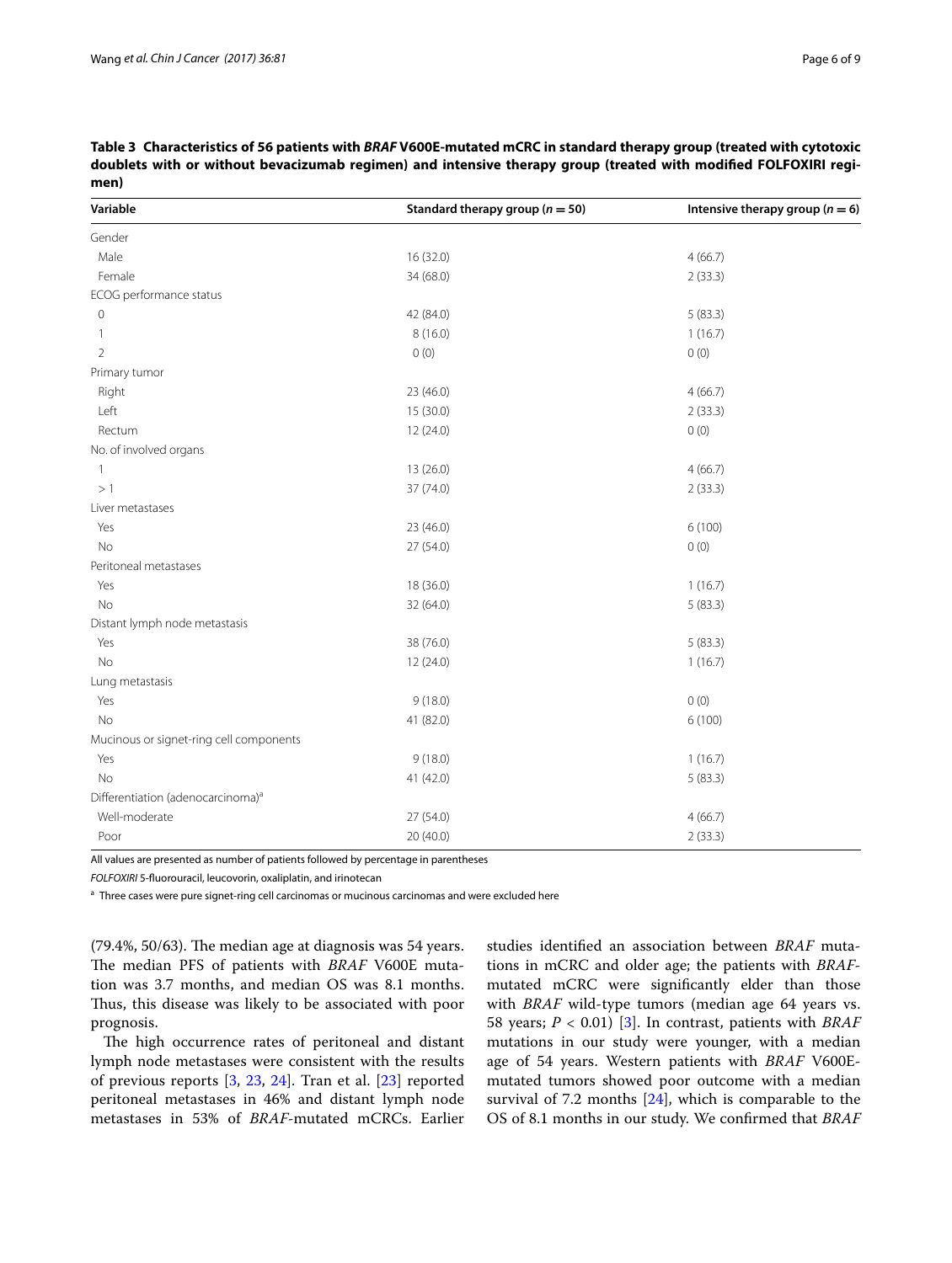**Table 3 Characteristics of 56 patients with *BRAF* V600E-mutated mCRC in standard therapy group (treated with cytotoxic doublets with or without bevacizumab regimen) and intensive therapy group (treated with modified FOLFOXIRI regimen)**

| Variable | Standard therapy group ($n = 50$) | Intensive therapy group ($n = 6$) |
|---|---|---|
| Gender | | |
| Male | 16 (32.0) | 4 (66.7) |
| Female | 34 (68.0) | 2 (33.3) |
| ECOG performance status | | |
| 0 | 42 (84.0) | 5 (83.3) |
| 1 | 8 (16.0) | 1 (16.7) |
| 2 | 0 (0) | 0 (0) |
| Primary tumor | | |
| Right | 23 (46.0) | 4 (66.7) |
| Left | 15 (30.0) | 2 (33.3) |
| Rectum | 12 (24.0) | 0 (0) |
| No. of involved organs | | |
| 1 | 13 (26.0) | 4 (66.7) |
| > 1 | 37 (74.0) | 2 (33.3) |
| Liver metastases | | |
| Yes | 23 (46.0) | 6 (100) |
| No | 27 (54.0) | 0 (0) |
| Peritoneal metastases | | |
| Yes | 18 (36.0) | 1 (16.7) |
| No | 32 (64.0) | 5 (83.3) |
| Distant lymph node metastasis | | |
| Yes | 38 (76.0) | 5 (83.3) |
| No | 12 (24.0) | 1 (16.7) |
| Lung metastasis | | |
| Yes | 9 (18.0) | 0 (0) |
| No | 41 (82.0) | 6 (100) |
| Mucinous or signet-ring cell components | | |
| Yes | 9 (18.0) | 1 (16.7) |
| No | 41 (42.0) | 5 (83.3) |
| Differentiation (adenocarcinoma)[a] | | |
| Well-moderate | 27 (54.0) | 4 (66.7) |
| Poor | 20 (40.0) | 2 (33.3) |

All values are presented as number of patients followed by percentage in parentheses

*FOLFOXIRI* 5-fluorouracil, leucovorin, oxaliplatin, and irinotecan

[a] Three cases were pure signet-ring cell carcinomas or mucinous carcinomas and were excluded here

(79.4%, 50/63). The median age at diagnosis was 54 years. The median PFS of patients with *BRAF* V600E mutation was 3.7 months, and median OS was 8.1 months. Thus, this disease was likely to be associated with poor prognosis.

The high occurrence rates of peritoneal and distant lymph node metastases were consistent with the results of previous reports [3, 23, 24]. Tran et al. [23] reported peritoneal metastases in 46% and distant lymph node metastases in 53% of *BRAF*-mutated mCRCs. Earlier studies identified an association between *BRAF* mutations in mCRC and older age; the patients with *BRAF*-mutated mCRC were significantly elder than those with *BRAF* wild-type tumors (median age 64 years vs. 58 years; $P < 0.01$) [3]. In contrast, patients with *BRAF* mutations in our study were younger, with a median age of 54 years. Western patients with *BRAF* V600E-mutated tumors showed poor outcome with a median survival of 7.2 months [24], which is comparable to the OS of 8.1 months in our study. We confirmed that *BRAF*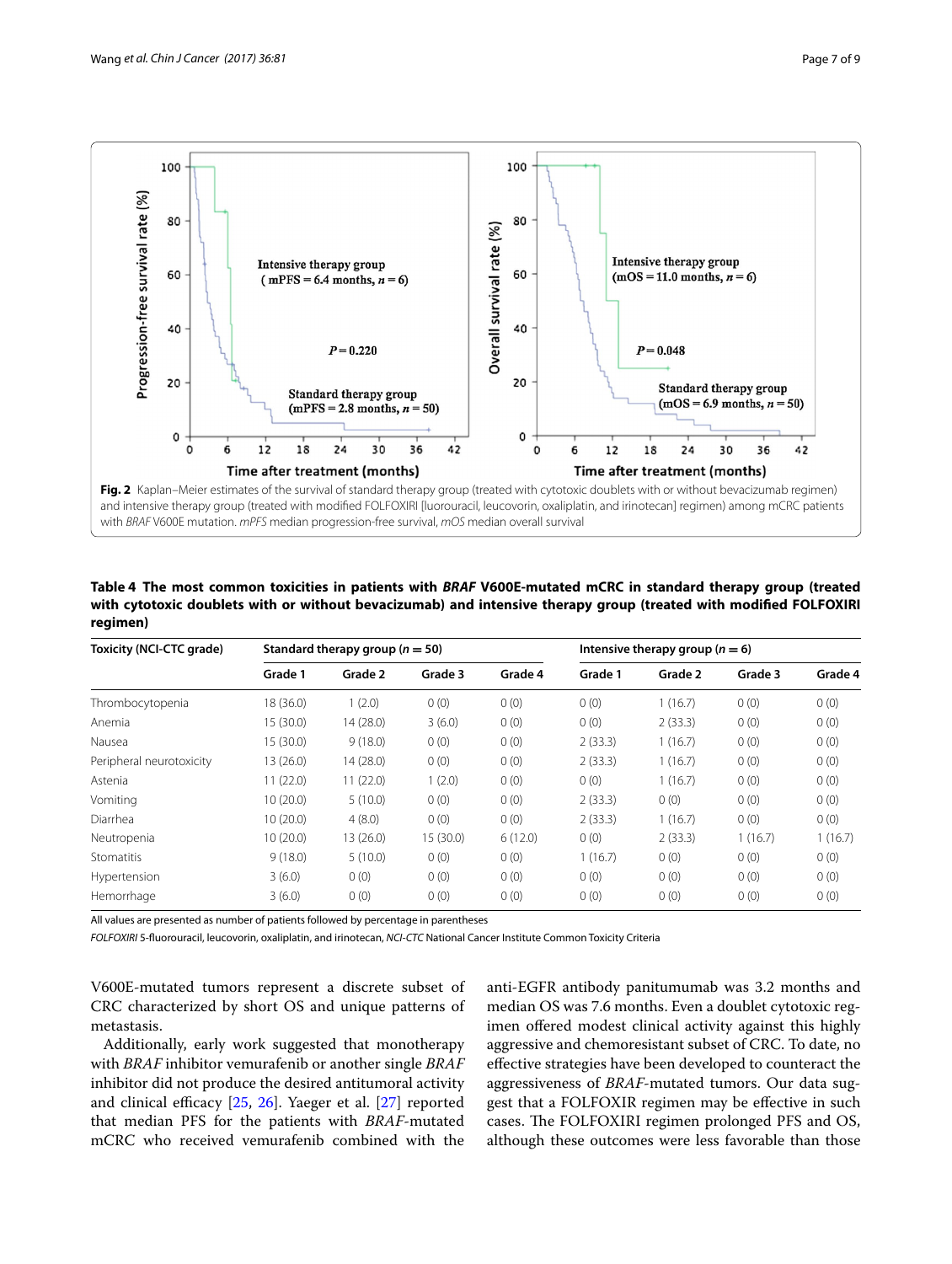Fig. 2 Kaplan–Meier estimates of the survival of standard therapy group (treated with cytotoxic doublets with or without bevacizumab regimen) and intensive therapy group (treated with modified FOLFOXIRI [luorouracil, leucovorin, oxaliplatin, and irinotecan] regimen) among mCRC patients with *BRAF* V600E mutation. *mPFS* median progression-free survival, *mOS* median overall survival

**Table 4 The most common toxicities in patients with *BRAF* V600E-mutated mCRC in standard therapy group (treated with cytotoxic doublets with or without bevacizumab) and intensive therapy group (treated with modified FOLFOXIRI regimen)**

| Toxicity (NCI-CTC grade) | Standard therapy group ($n = 50$) | | | | Intensive therapy group ($n = 6$) | | | |
|---|---|---|---|---|---|---|---|---|
| | Grade 1 | Grade 2 | Grade 3 | Grade 4 | Grade 1 | Grade 2 | Grade 3 | Grade 4 |
| Thrombocytopenia | 18 (36.0) | 1 (2.0) | 0 (0) | 0 (0) | 0 (0) | 1 (16.7) | 0 (0) | 0 (0) |
| Anemia | 15 (30.0) | 14 (28.0) | 3 (6.0) | 0 (0) | 0 (0) | 2 (33.3) | 0 (0) | 0 (0) |
| Nausea | 15 (30.0) | 9 (18.0) | 0 (0) | 0 (0) | 2 (33.3) | 1 (16.7) | 0 (0) | 0 (0) |
| Peripheral neurotoxicity | 13 (26.0) | 14 (28.0) | 0 (0) | 0 (0) | 2 (33.3) | 1 (16.7) | 0 (0) | 0 (0) |
| Astenia | 11 (22.0) | 11 (22.0) | 1 (2.0) | 0 (0) | 0 (0) | 1 (16.7) | 0 (0) | 0 (0) |
| Vomiting | 10 (20.0) | 5 (10.0) | 0 (0) | 0 (0) | 2 (33.3) | 0 (0) | 0 (0) | 0 (0) |
| Diarrhea | 10 (20.0) | 4 (8.0) | 0 (0) | 0 (0) | 2 (33.3) | 1 (16.7) | 0 (0) | 0 (0) |
| Neutropenia | 10 (20.0) | 13 (26.0) | 15 (30.0) | 6 (12.0) | 0 (0) | 2 (33.3) | 1 (16.7) | 1 (16.7) |
| Stomatitis | 9 (18.0) | 5 (10.0) | 0 (0) | 0 (0) | 1 (16.7) | 0 (0) | 0 (0) | 0 (0) |
| Hypertension | 3 (6.0) | 0 (0) | 0 (0) | 0 (0) | 0 (0) | 0 (0) | 0 (0) | 0 (0) |
| Hemorrhage | 3 (6.0) | 0 (0) | 0 (0) | 0 (0) | 0 (0) | 0 (0) | 0 (0) | 0 (0) |

All values are presented as number of patients followed by percentage in parentheses

*FOLFOXIRI* 5-fluorouracil, leucovorin, oxaliplatin, and irinotecan, *NCI-CTC* National Cancer Institute Common Toxicity Criteria

V600E-mutated tumors represent a discrete subset of CRC characterized by short OS and unique patterns of metastasis.

Additionally, early work suggested that monotherapy with *BRAF* inhibitor vemurafenib or another single *BRAF* inhibitor did not produce the desired antitumoral activity and clinical efficacy [25, 26]. Yaeger et al. [27] reported that median PFS for the patients with *BRAF*-mutated mCRC who received vemurafenib combined with the anti-EGFR antibody panitumumab was 3.2 months and median OS was 7.6 months. Even a doublet cytotoxic regimen offered modest clinical activity against this highly aggressive and chemoresistant subset of CRC. To date, no effective strategies have been developed to counteract the aggressiveness of *BRAF*-mutated tumors. Our data suggest that a FOLFOXIR regimen may be effective in such cases. The FOLFOXIRI regimen prolonged PFS and OS, although these outcomes were less favorable than those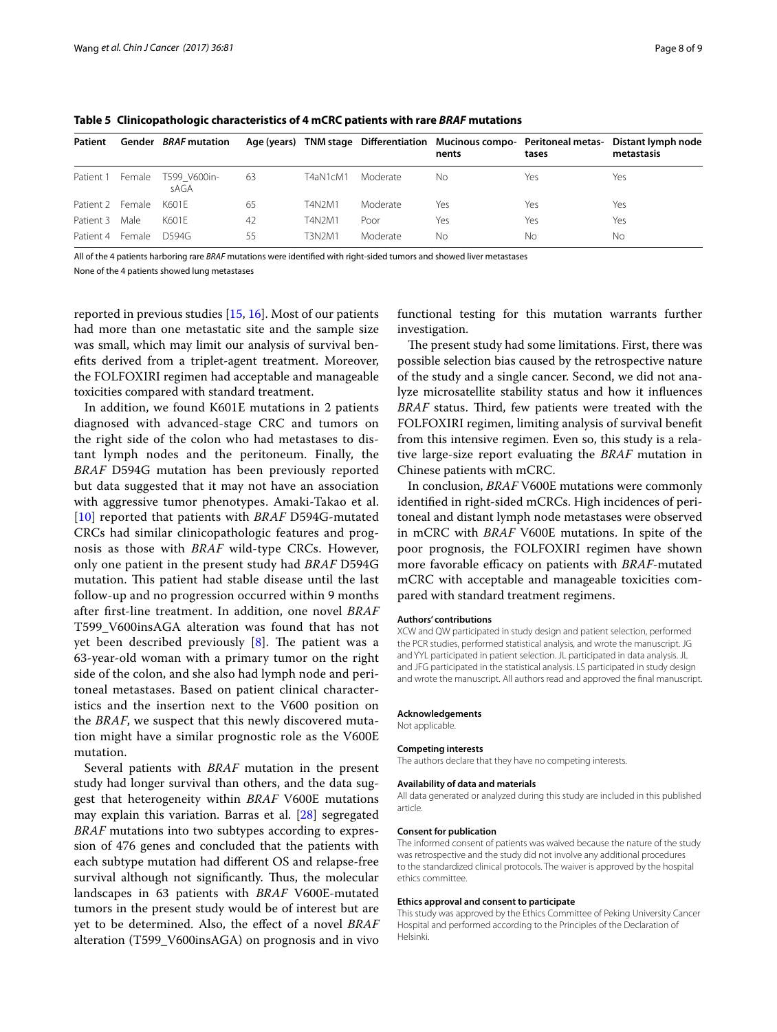**Table 5 Clinicopathologic characteristics of 4 mCRC patients with rare *BRAF* mutations**

| Patient | Gender | *BRAF* mutation | Age (years) | TNM stage | Differentiation | Mucinous components | Peritoneal metastases | Distant lymph node metastasis |
|---|---|---|---|---|---|---|---|---|
| Patient 1 | Female | T599_V600insAGA | 63 | T4aN1cM1 | Moderate | No | Yes | Yes |
| Patient 2 | Female | K601E | 65 | T4N2M1 | Moderate | Yes | Yes | Yes |
| Patient 3 | Male | K601E | 42 | T4N2M1 | Poor | Yes | Yes | Yes |
| Patient 4 | Female | D594G | 55 | T3N2M1 | Moderate | No | No | No |

All of the 4 patients harboring rare *BRAF* mutations were identified with right-sided tumors and showed liver metastases

None of the 4 patients showed lung metastases

reported in previous studies [15, 16]. Most of our patients had more than one metastatic site and the sample size was small, which may limit our analysis of survival benefits derived from a triplet-agent treatment. Moreover, the FOLFOXIRI regimen had acceptable and manageable toxicities compared with standard treatment.

In addition, we found K601E mutations in 2 patients diagnosed with advanced-stage CRC and tumors on the right side of the colon who had metastases to distant lymph nodes and the peritoneum. Finally, the *BRAF* D594G mutation has been previously reported but data suggested that it may not have an association with aggressive tumor phenotypes. Amaki-Takao et al. [10] reported that patients with *BRAF* D594G-mutated CRCs had similar clinicopathologic features and prognosis as those with *BRAF* wild-type CRCs. However, only one patient in the present study had *BRAF* D594G mutation. This patient had stable disease until the last follow-up and no progression occurred within 9 months after first-line treatment. In addition, one novel *BRAF* T599_V600insAGA alteration was found that has not yet been described previously [8]. The patient was a 63-year-old woman with a primary tumor on the right side of the colon, and she also had lymph node and peritoneal metastases. Based on patient clinical characteristics and the insertion next to the V600 position on the *BRAF*, we suspect that this newly discovered mutation might have a similar prognostic role as the V600E mutation.

Several patients with *BRAF* mutation in the present study had longer survival than others, and the data suggest that heterogeneity within *BRAF* V600E mutations may explain this variation. Barras et al. [28] segregated *BRAF* mutations into two subtypes according to expression of 476 genes and concluded that the patients with each subtype mutation had different OS and relapse-free survival although not significantly. Thus, the molecular landscapes in 63 patients with *BRAF* V600E-mutated tumors in the present study would be of interest but are yet to be determined. Also, the effect of a novel *BRAF* alteration (T599_V600insAGA) on prognosis and in vivo functional testing for this mutation warrants further investigation.

The present study had some limitations. First, there was possible selection bias caused by the retrospective nature of the study and a single cancer. Second, we did not analyze microsatellite stability status and how it influences *BRAF* status. Third, few patients were treated with the FOLFOXIRI regimen, limiting analysis of survival benefit from this intensive regimen. Even so, this study is a relative large-size report evaluating the *BRAF* mutation in Chinese patients with mCRC.

In conclusion, *BRAF* V600E mutations were commonly identified in right-sided mCRCs. High incidences of peritoneal and distant lymph node metastases were observed in mCRC with *BRAF* V600E mutations. In spite of the poor prognosis, the FOLFOXIRI regimen have shown more favorable efficacy on patients with *BRAF*-mutated mCRC with acceptable and manageable toxicities compared with standard treatment regimens.

#### Authors' contributions

XCW and QW participated in study design and patient selection, performed the PCR studies, performed statistical analysis, and wrote the manuscript. JG and YYL participated in patient selection. JL participated in data analysis. JL and JFG participated in the statistical analysis. LS participated in study design and wrote the manuscript. All authors read and approved the final manuscript.

#### Acknowledgements

Not applicable.

#### Competing interests

The authors declare that they have no competing interests.

#### Availability of data and materials

All data generated or analyzed during this study are included in this published article.

#### Consent for publication

The informed consent of patients was waived because the nature of the study was retrospective and the study did not involve any additional procedures to the standardized clinical protocols. The waiver is approved by the hospital ethics committee.

#### Ethics approval and consent to participate

This study was approved by the Ethics Committee of Peking University Cancer Hospital and performed according to the Principles of the Declaration of Helsinki.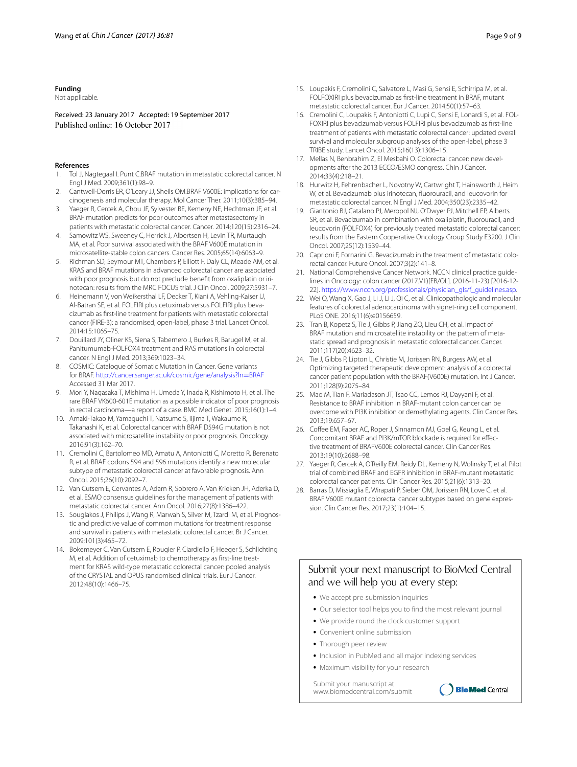**Funding**

Not applicable.

Received: 23 January 2017 Accepted: 19 September 2017
Published online: 16 October 2017

**References**

1. Tol J, Nagtegaal I. Punt C.BRAF mutation in metastatic colorectal cancer. N Engl J Med. 2009;361(1):98–9.
2. Cantwell-Dorris ER, O'Leary JJ, Sheils OM.BRAF V600E: implications for carcinogenesis and molecular therapy. Mol Cancer Ther. 2011;10(3):385–94.
3. Yaeger R, Cercek A, Chou JF, Sylvester BE, Kemeny NE, Hechtman JF, et al. BRAF mutation predicts for poor outcomes after metastasectomy in patients with metastatic colorectal cancer. Cancer. 2014;120(15):2316–24.
4. Samowitz WS, Sweeney C, Herrick J, Albertsen H, Levin TR, Murtaugh MA, et al. Poor survival associated with the BRAF V600E mutation in microsatellite-stable colon cancers. Cancer Res. 2005;65(14):6063–9.
5. Richman SD, Seymour MT, Chambers P, Elliott F, Daly CL, Meade AM, et al. KRAS and BRAF mutations in advanced colorectal cancer are associated with poor prognosis but do not preclude benefit from oxaliplatin or irinotecan: results from the MRC FOCUS trial. J Clin Oncol. 2009;27:5931–7.
6. Heinemann V, von Weikersthal LF, Decker T, Kiani A, Vehling-Kaiser U, Al-Batran SE, et al. FOLFIRI plus cetuximab versus FOLFIRI plus bevacizumab as first-line treatment for patients with metastatic colorectal cancer (FIRE-3): a randomised, open-label, phase 3 trial. Lancet Oncol. 2014;15:1065–75.
7. Douillard JY, Oliner KS, Siena S, Tabernero J, Burkes R, Barugel M, et al. Panitumumab-FOLFOX4 treatment and RAS mutations in colorectal cancer. N Engl J Med. 2013;369:1023–34.
8. COSMIC: Catalogue of Somatic Mutation in Cancer. Gene variants for BRAF. http://cancer.sanger.ac.uk/cosmic/gene/analysis?ln=BRAF Accessed 31 Mar 2017.
9. Mori Y, Nagasaka T, Mishima H, Umeda Y, Inada R, Kishimoto H, et al. The rare BRAF VK600-601E mutation as a possible indicator of poor prognosis in rectal carcinoma—a report of a case. BMC Med Genet. 2015;16(1):1–4.
10. Amaki-Takao M, Yamaguchi T, Natsume S, Iijima T, Wakaume R, Takahashi K, et al. Colorectal cancer with BRAF D594G mutation is not associated with microsatellite instability or poor prognosis. Oncology. 2016;91(3):162–70.
11. Cremolini C, Bartolomeo MD, Amatu A, Antoniotti C, Moretto R, Berenato R, et al. BRAF codons 594 and 596 mutations identify a new molecular subtype of metastatic colorectal cancer at favorable prognosis. Ann Oncol. 2015;26(10):2092–7.
12. Van Cutsem E, Cervantes A, Adam R, Sobrero A, Van Krieken JH, Aderka D, et al. ESMO consensus guidelines for the management of patients with metastatic colorectal cancer. Ann Oncol. 2016;27(8):1386–422.
13. Souglakos J, Philips J, Wang R, Marwah S, Silver M, Tzardi M, et al. Prognostic and predictive value of common mutations for treatment response and survival in patients with metastatic colorectal cancer. Br J Cancer. 2009;101(3):465–72.
14. Bokemeyer C, Van Cutsem E, Rougier P, Ciardiello F, Heeger S, Schlichting M, et al. Addition of cetuximab to chemotherapy as first-line treatment for KRAS wild-type metastatic colorectal cancer: pooled analysis of the CRYSTAL and OPUS randomised clinical trials. Eur J Cancer. 2012;48(10):1466–75.
15. Loupakis F, Cremolini C, Salvatore L, Masi G, Sensi E, Schirripa M, et al. FOLFOXIRI plus bevacizumab as first-line treatment in BRAF, mutant metastatic colorectal cancer. Eur J Cancer. 2014;50(1):57–63.
16. Cremolini C, Loupakis F, Antoniotti C, Lupi C, Sensi E, Lonardi S, et al. FOLFOXIRI plus bevacizumab versus FOLFIRI plus bevacizumab as first-line treatment of patients with metastatic colorectal cancer: updated overall survival and molecular subgroup analyses of the open-label, phase 3 TRIBE study. Lancet Oncol. 2015;16(13):1306–15.
17. Mellas N, Benbrahim Z, El Mesbahi O. Colorectal cancer: new developments after the 2013 ECCO/ESMO congress. Chin J Cancer. 2014;33(4):218–21.
18. Hurwitz H, Fehrenbacher L, Novotny W, Cartwright T, Hainsworth J, Heim W, et al. Bevacizumab plus irinotecan, fluorouracil, and leucovorin for metastatic colorectal cancer. N Engl J Med. 2004;350(23):2335–42.
19. Giantonio BJ, Catalano PJ, Meropol NJ, O'Dwyer PJ, Mitchell EP, Alberts SR, et al. Bevacizumab in combination with oxaliplatin, fluorouracil, and leucovorin (FOLFOX4) for previously treated metastatic colorectal cancer: results from the Eastern Cooperative Oncology Group Study E3200. J Clin Oncol. 2007;25(12):1539–44.
20. Caprioni F, Fornarini G. Bevacizumab in the treatment of metastatic colorectal cancer. Future Oncol. 2007;3(2):141–8.
21. National Comprehensive Cancer Network. NCCN clinical practice guidelines in Oncology: colon cancer (2017.V1)[EB/OL]. (2016-11-23) [2016-12-22]. https://www.nccn.org/professionals/physician_gls/f_guidelines.asp.
22. Wei Q, Wang X, Gao J, Li J, Li J, Qi C, et al. Clinicopathologic and molecular features of colorectal adenocarcinoma with signet-ring cell component. PLoS ONE. 2016;11(6):e0156659.
23. Tran B, Kopetz S, Tie J, Gibbs P, Jiang ZQ, Lieu CH, et al. Impact of BRAF mutation and microsatellite instability on the pattern of metastatic spread and prognosis in metastatic colorectal cancer. Cancer. 2011;117(20):4623–32.
24. Tie J, Gibbs P, Lipton L, Christie M, Jorissen RN, Burgess AW, et al. Optimizing targeted therapeutic development: analysis of a colorectal cancer patient population with the BRAF(V600E) mutation. Int J Cancer. 2011;128(9):2075–84.
25. Mao M, Tian F, Mariadason JT, Tsao CC, Lemos RJ, Dayyani F, et al. Resistance to BRAF inhibition in BRAF-mutant colon cancer can be overcome with PI3K inhibition or demethylating agents. Clin Cancer Res. 2013;19:657–67.
26. Coffee EM, Faber AC, Roper J, Sinnamon MJ, Goel G, Keung L, et al. Concomitant BRAF and PI3K/mTOR blockade is required for effective treatment of BRAFV600E colorectal cancer. Clin Cancer Res. 2013;19(10):2688–98.
27. Yaeger R, Cercek A, O'Reilly EM, Reidy DL, Kemeny N, Wolinsky T, et al. Pilot trial of combined BRAF and EGFR inhibition in BRAF-mutant metastatic colorectal cancer patients. Clin Cancer Res. 2015;21(6):1313–20.
28. Barras D, Missiaglia E, Wirapati P, Sieber OM, Jorissen RN, Love C, et al. BRAF V600E mutant colorectal cancer subtypes based on gene expression. Clin Cancer Res. 2017;23(1):104–15.